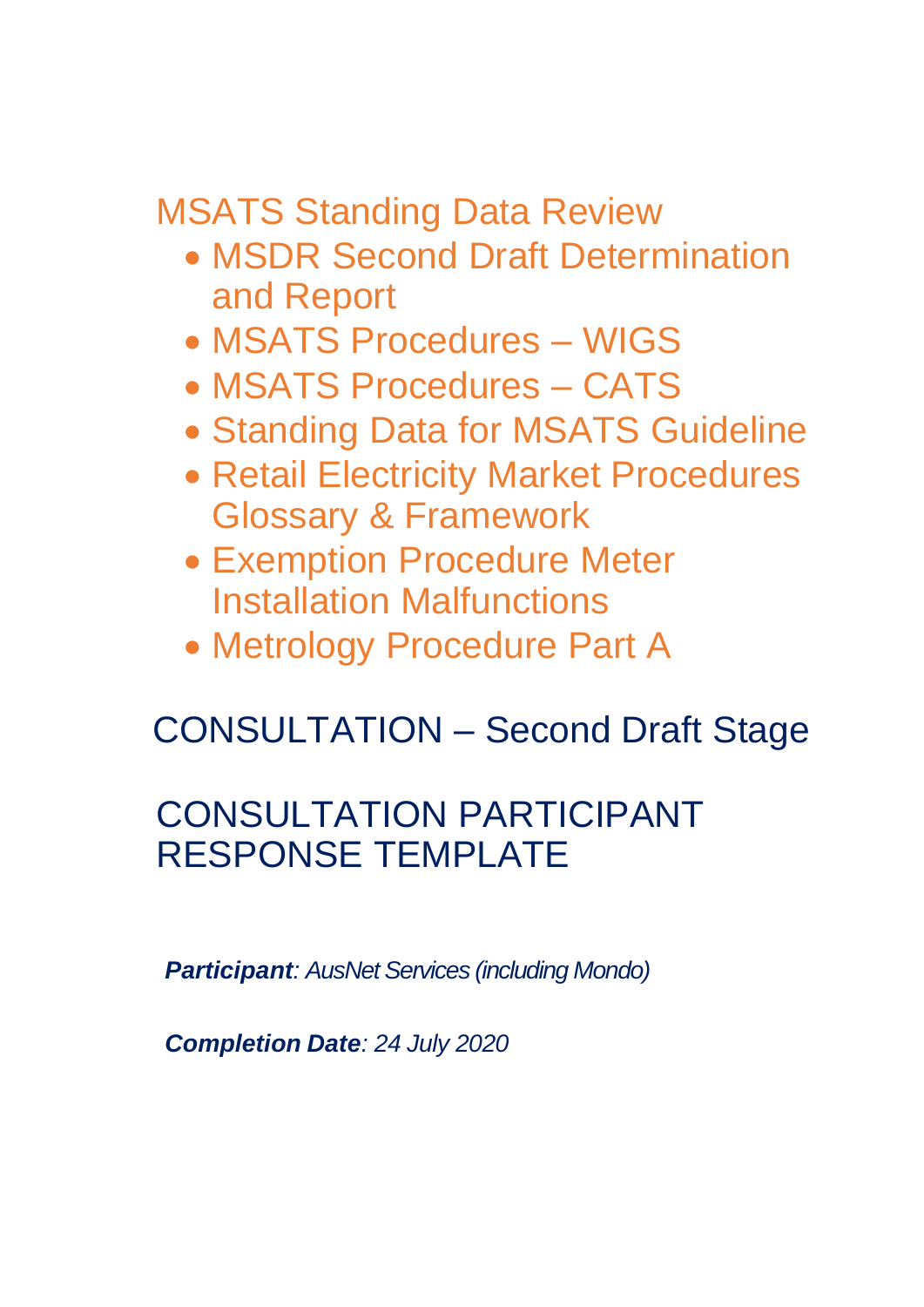# MSATS Standing Data Review

- MSDR Second Draft Determination and Report
- MSATS Procedures – WIGS
- MSATS Procedures – CATS
- Standing Data for MSATS Guideline
- Retail Electricity Market Procedures Glossary & Framework
- Exemption Procedure Meter Installation Malfunctions
- Metrology Procedure Part A

## CONSULTATION – Second Draft Stage

## CONSULTATION PARTICIPANT RESPONSE TEMPLATE

***Participant**: AusNet Services (including Mondo)*

***Completion Date**: 24 July 2020*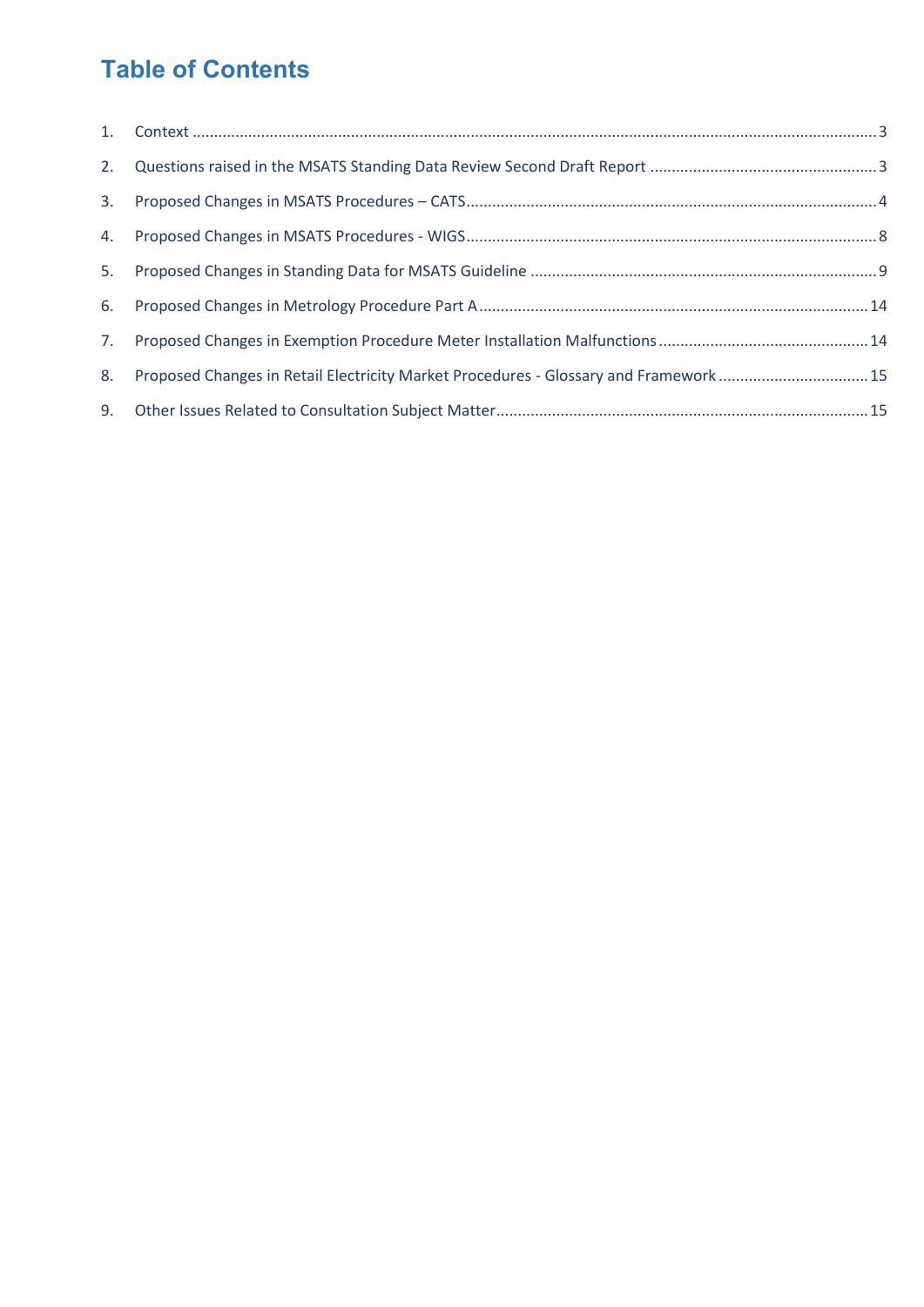# Table of Contents

1. Context ........................................................................................................................................................ 3
2. Questions raised in the MSATS Standing Data Review Second Draft Report ..................................................... 3
3. Proposed Changes in MSATS Procedures – CATS ............................................................................................ 4
4. Proposed Changes in MSATS Procedures - WIGS ............................................................................................ 8
5. Proposed Changes in Standing Data for MSATS Guideline ................................................................................ 9
6. Proposed Changes in Metrology Procedure Part A ........................................................................................... 14
7. Proposed Changes in Exemption Procedure Meter Installation Malfunctions ................................................. 14
8. Proposed Changes in Retail Electricity Market Procedures - Glossary and Framework .................................. 15
9. Other Issues Related to Consultation Subject Matter ....................................................................................... 15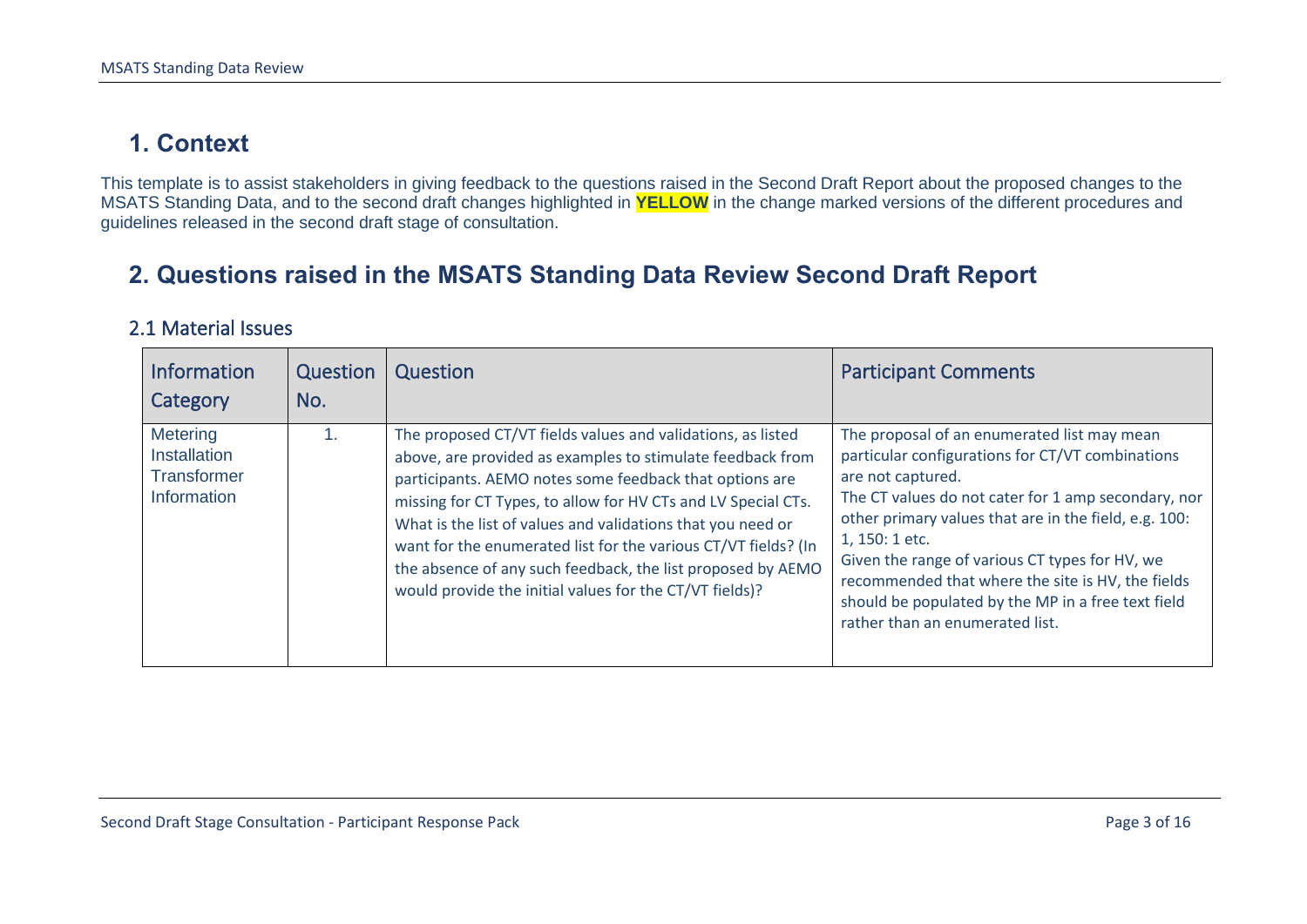# 1. Context

This template is to assist stakeholders in giving feedback to the questions raised in the Second Draft Report about the proposed changes to the MSATS Standing Data, and to the second draft changes highlighted in **YELLOW** in the change marked versions of the different procedures and guidelines released in the second draft stage of consultation.

# 2. Questions raised in the MSATS Standing Data Review Second Draft Report

## 2.1 Material Issues

| Information Category | Question No. | Question | Participant Comments |
|---|---|---|---|
| Metering Installation Transformer Information | 1. | The proposed CT/VT fields values and validations, as listed above, are provided as examples to stimulate feedback from participants. AEMO notes some feedback that options are missing for CT Types, to allow for HV CTs and LV Special CTs. What is the list of values and validations that you need or want for the enumerated list for the various CT/VT fields? (In the absence of any such feedback, the list proposed by AEMO would provide the initial values for the CT/VT fields)? | The proposal of an enumerated list may mean particular configurations for CT/VT combinations are not captured.<br>The CT values do not cater for 1 amp secondary, nor other primary values that are in the field, e.g. 100: 1, 150: 1 etc.<br>Given the range of various CT types for HV, we recommended that where the site is HV, the fields should be populated by the MP in a free text field rather than an enumerated list. |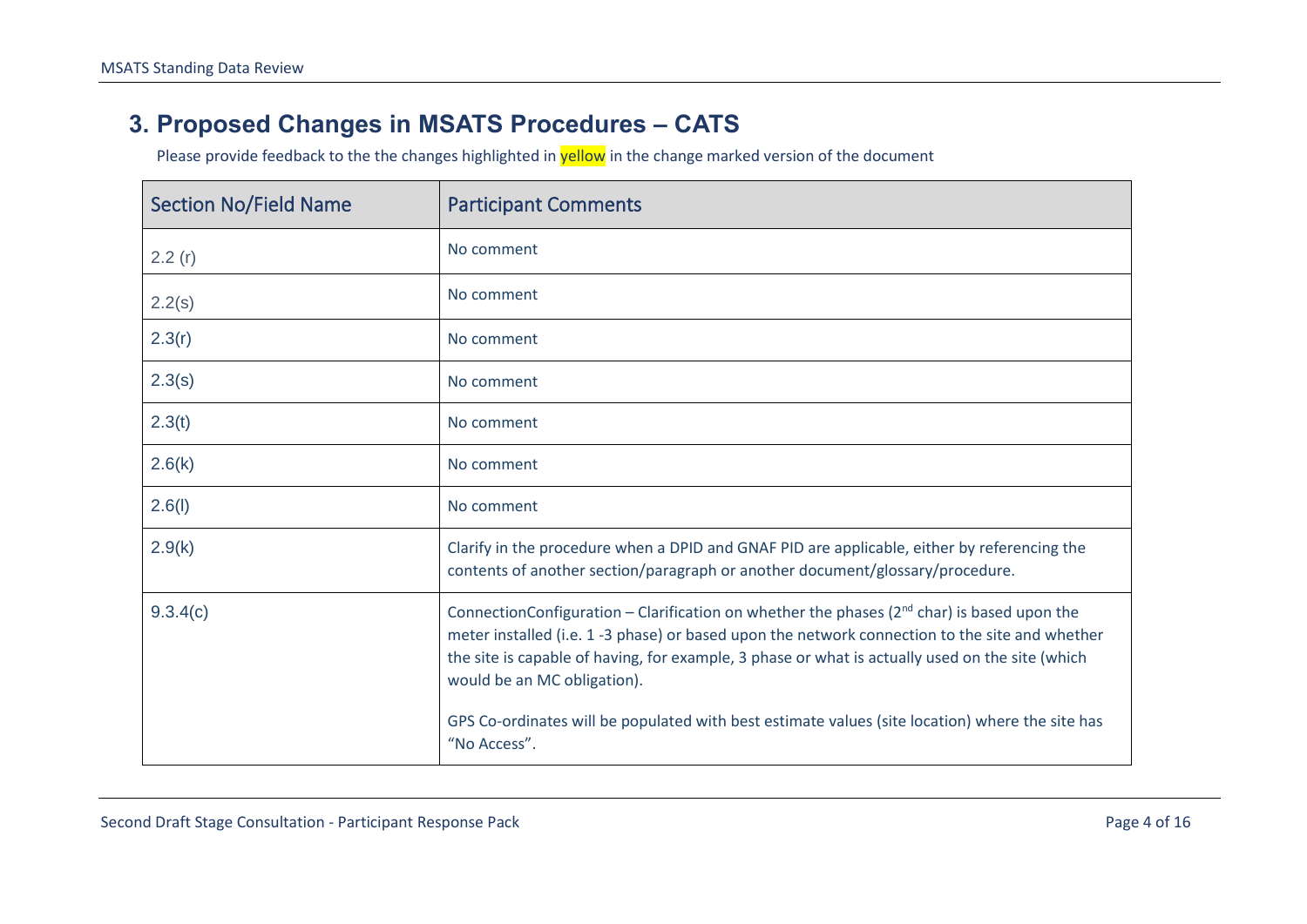## 3. Proposed Changes in MSATS Procedures – CATS

Please provide feedback to the the changes highlighted in yellow in the change marked version of the document

| Section No/Field Name | Participant Comments |
|---|---|
| 2.2 (r) | No comment |
| 2.2(s) | No comment |
| 2.3(r) | No comment |
| 2.3(s) | No comment |
| 2.3(t) | No comment |
| 2.6(k) | No comment |
| 2.6(l) | No comment |
| 2.9(k) | Clarify in the procedure when a DPID and GNAF PID are applicable, either by referencing the contents of another section/paragraph or another document/glossary/procedure. |
| 9.3.4(c) | ConnectionConfiguration – Clarification on whether the phases (2nd char) is based upon the meter installed (i.e. 1 -3 phase) or based upon the network connection to the site and whether the site is capable of having, for example, 3 phase or what is actually used on the site (which would be an MC obligation).<br><br>GPS Co-ordinates will be populated with best estimate values (site location) where the site has "No Access". |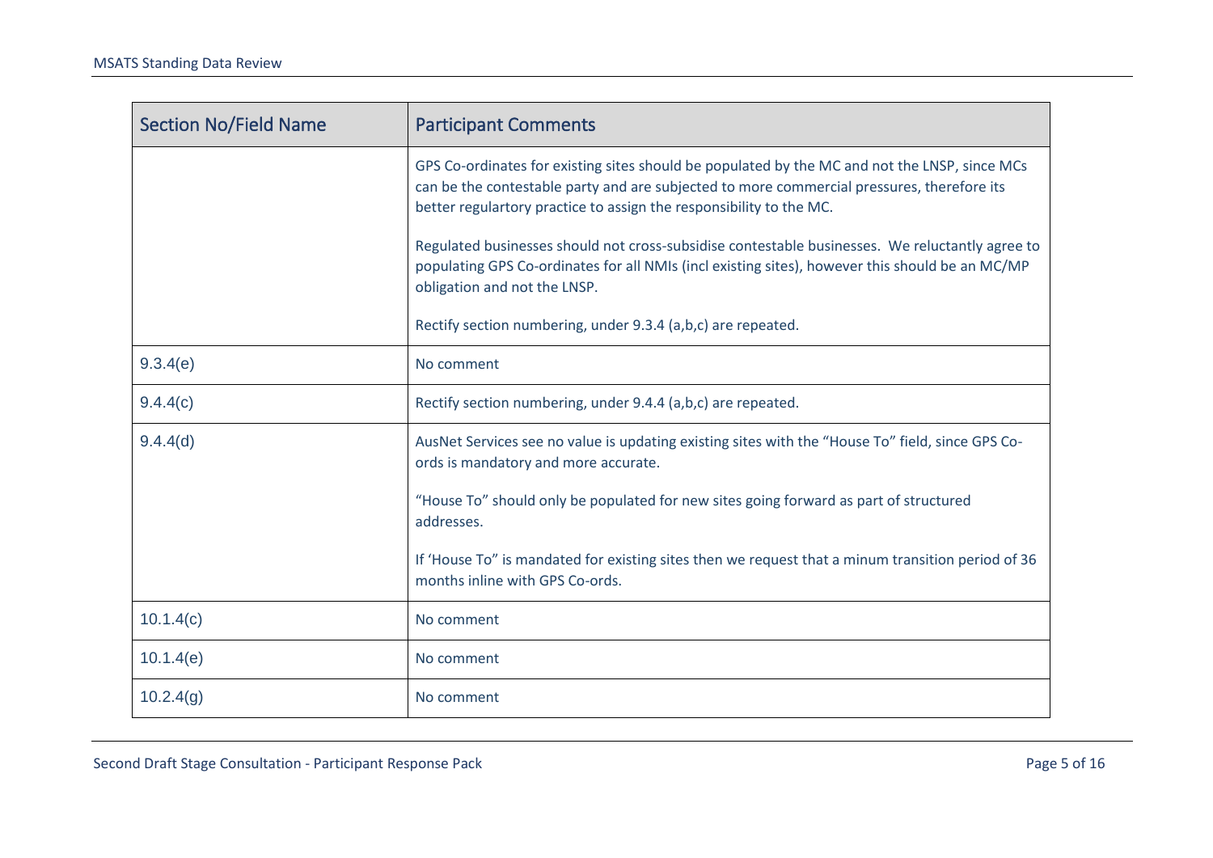| Section No/Field Name | Participant Comments |
| --- | --- |
| | GPS Co-ordinates for existing sites should be populated by the MC and not the LNSP, since MCs can be the contestable party and are subjected to more commercial pressures, therefore its better regulartory practice to assign the responsibility to the MC.<br><br>Regulated businesses should not cross-subsidise contestable businesses. We reluctantly agree to populating GPS Co-ordinates for all NMIs (incl existing sites), however this should be an MC/MP obligation and not the LNSP.<br><br>Rectify section numbering, under 9.3.4 (a,b,c) are repeated. |
| 9.3.4(e) | No comment |
| 9.4.4(c) | Rectify section numbering, under 9.4.4 (a,b,c) are repeated. |
| 9.4.4(d) | AusNet Services see no value is updating existing sites with the "House To" field, since GPS Co-ords is mandatory and more accurate.<br><br>"House To" should only be populated for new sites going forward as part of structured addresses.<br><br>If 'House To" is mandated for existing sites then we request that a minum transition period of 36 months inline with GPS Co-ords. |
| 10.1.4(c) | No comment |
| 10.1.4(e) | No comment |
| 10.2.4(g) | No comment |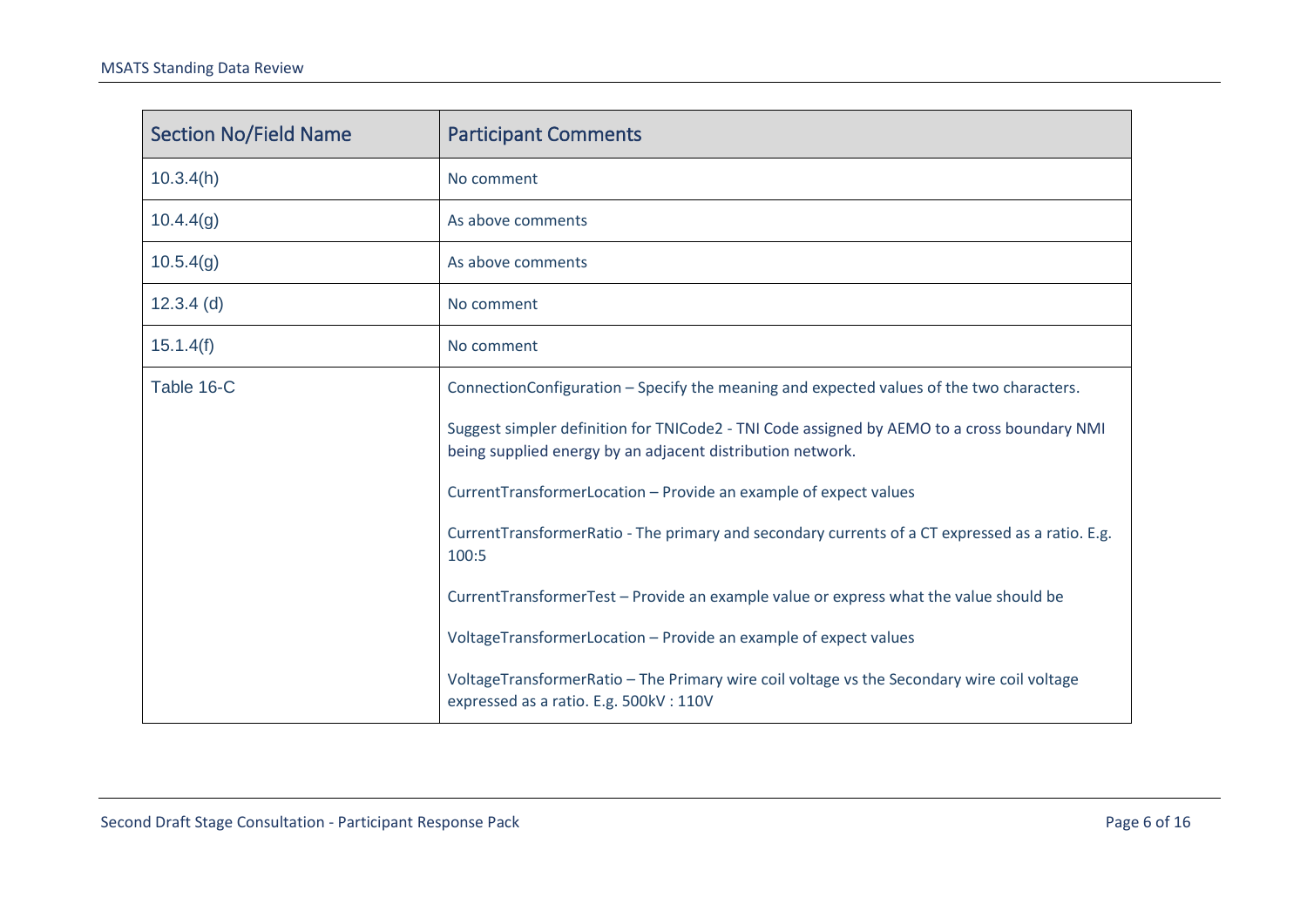| Section No/Field Name | Participant Comments |
| --- | --- |
| 10.3.4(h) | No comment |
| 10.4.4(g) | As above comments |
| 10.5.4(g) | As above comments |
| 12.3.4 (d) | No comment |
| 15.1.4(f) | No comment |
| Table 16-C | ConnectionConfiguration – Specify the meaning and expected values of the two characters.<br><br>Suggest simpler definition for TNICode2 - TNI Code assigned by AEMO to a cross boundary NMI being supplied energy by an adjacent distribution network.<br><br>CurrentTransformerLocation – Provide an example of expect values<br><br>CurrentTransformerRatio - The primary and secondary currents of a CT expressed as a ratio. E.g. 100:5<br><br>CurrentTransformerTest – Provide an example value or express what the value should be<br><br>VoltageTransformerLocation – Provide an example of expect values<br><br>VoltageTransformerRatio – The Primary wire coil voltage vs the Secondary wire coil voltage expressed as a ratio. E.g. 500kV : 110V |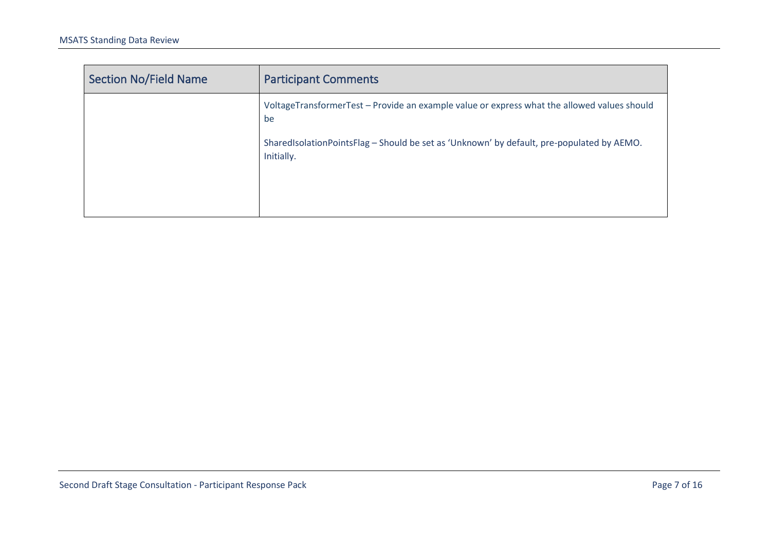| Section No/Field Name | Participant Comments |
| --- | --- |
| | VoltageTransformerTest – Provide an example value or express what the allowed values should be<br><br>SharedIsolationPointsFlag – Should be set as 'Unknown' by default, pre-populated by AEMO. Initially. |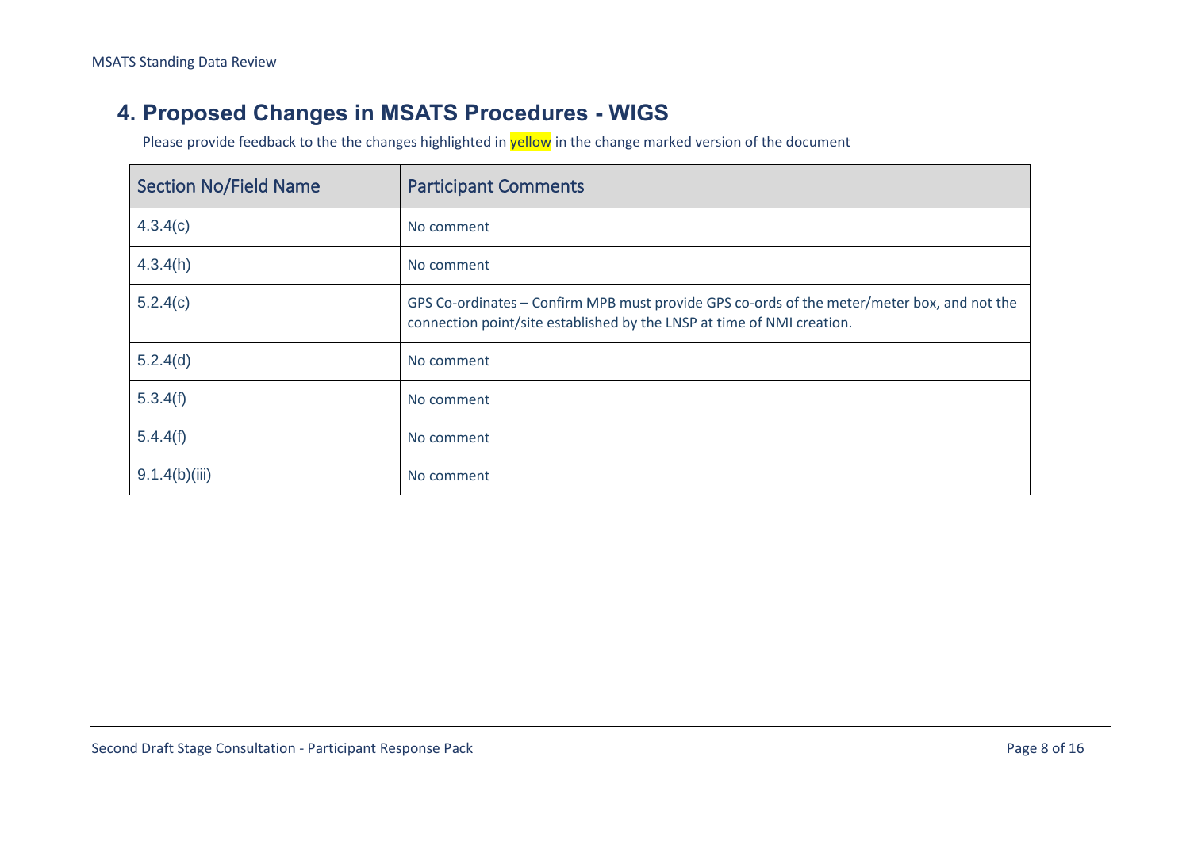## 4. Proposed Changes in MSATS Procedures - WIGS

Please provide feedback to the the changes highlighted in yellow in the change marked version of the document

| Section No/Field Name | Participant Comments |
| --- | --- |
| 4.3.4(c) | No comment |
| 4.3.4(h) | No comment |
| 5.2.4(c) | GPS Co-ordinates – Confirm MPB must provide GPS co-ords of the meter/meter box, and not the connection point/site established by the LNSP at time of NMI creation. |
| 5.2.4(d) | No comment |
| 5.3.4(f) | No comment |
| 5.4.4(f) | No comment |
| 9.1.4(b)(iii) | No comment |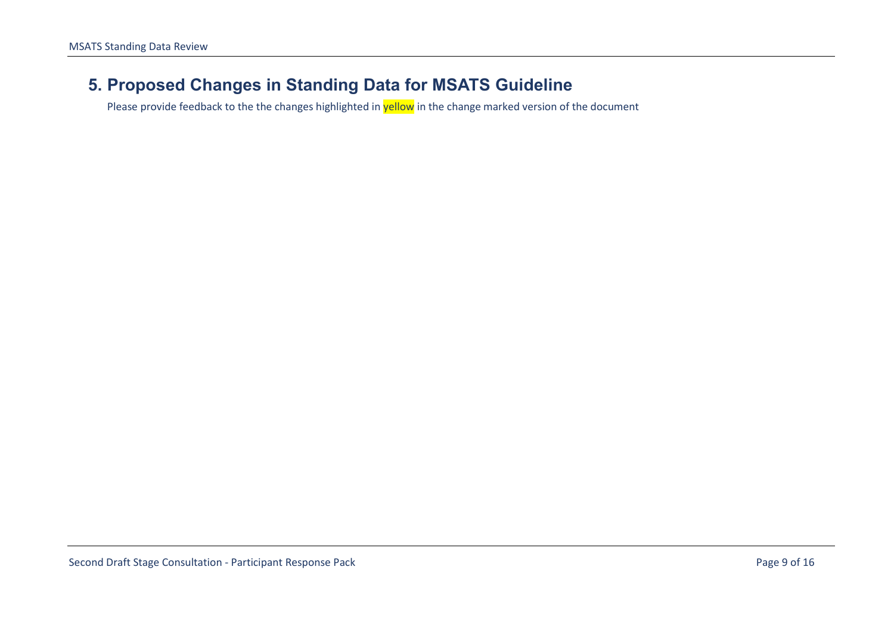## 5. Proposed Changes in Standing Data for MSATS Guideline

Please provide feedback to the the changes highlighted in yellow in the change marked version of the document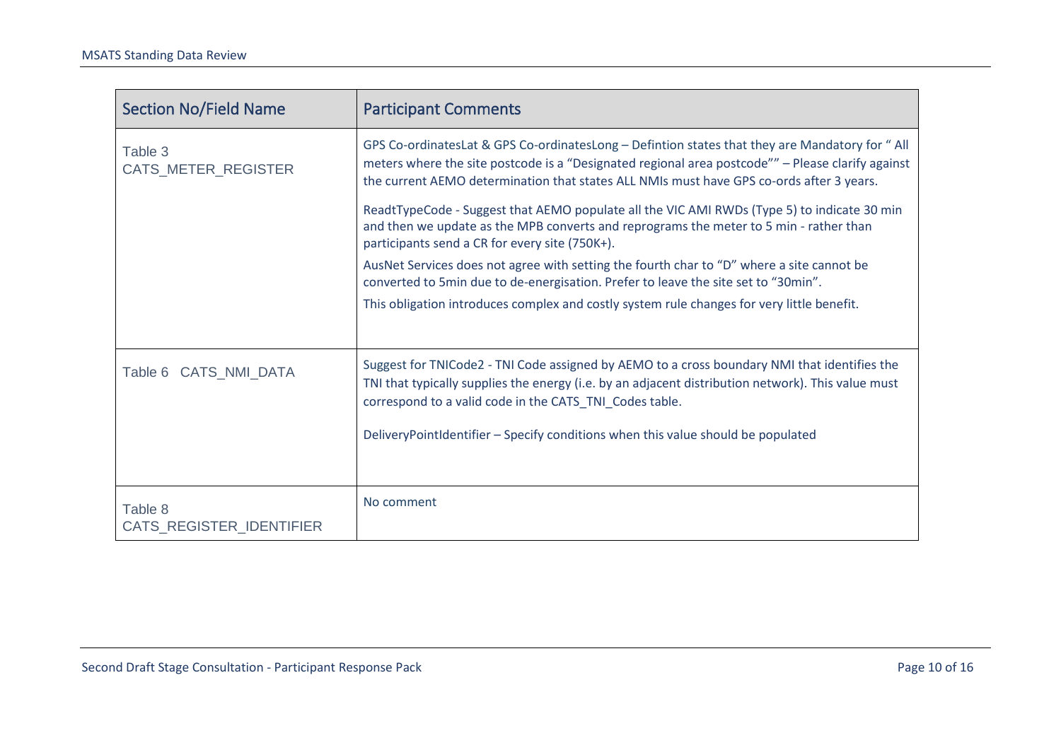| Section No/Field Name | Participant Comments |
|---|---|
| Table 3 CATS_METER_REGISTER | GPS Co-ordinatesLat & GPS Co-ordinatesLong – Defintion states that they are Mandatory for " All meters where the site postcode is a "Designated regional area postcode"" – Please clarify against the current AEMO determination that states ALL NMIs must have GPS co-ords after 3 years.<br><br>ReadtTypeCode - Suggest that AEMO populate all the VIC AMI RWDs (Type 5) to indicate 30 min and then we update as the MPB converts and reprograms the meter to 5 min - rather than participants send a CR for every site (750K+).<br><br>AusNet Services does not agree with setting the fourth char to "D" where a site cannot be converted to 5min due to de-energisation. Prefer to leave the site set to "30min".<br><br>This obligation introduces complex and costly system rule changes for very little benefit. |
| Table 6 CATS_NMI_DATA | Suggest for TNICode2 - TNI Code assigned by AEMO to a cross boundary NMI that identifies the TNI that typically supplies the energy (i.e. by an adjacent distribution network). This value must correspond to a valid code in the CATS_TNI_Codes table.<br><br>DeliveryPointIdentifier – Specify conditions when this value should be populated |
| Table 8 CATS_REGISTER_IDENTIFIER | No comment |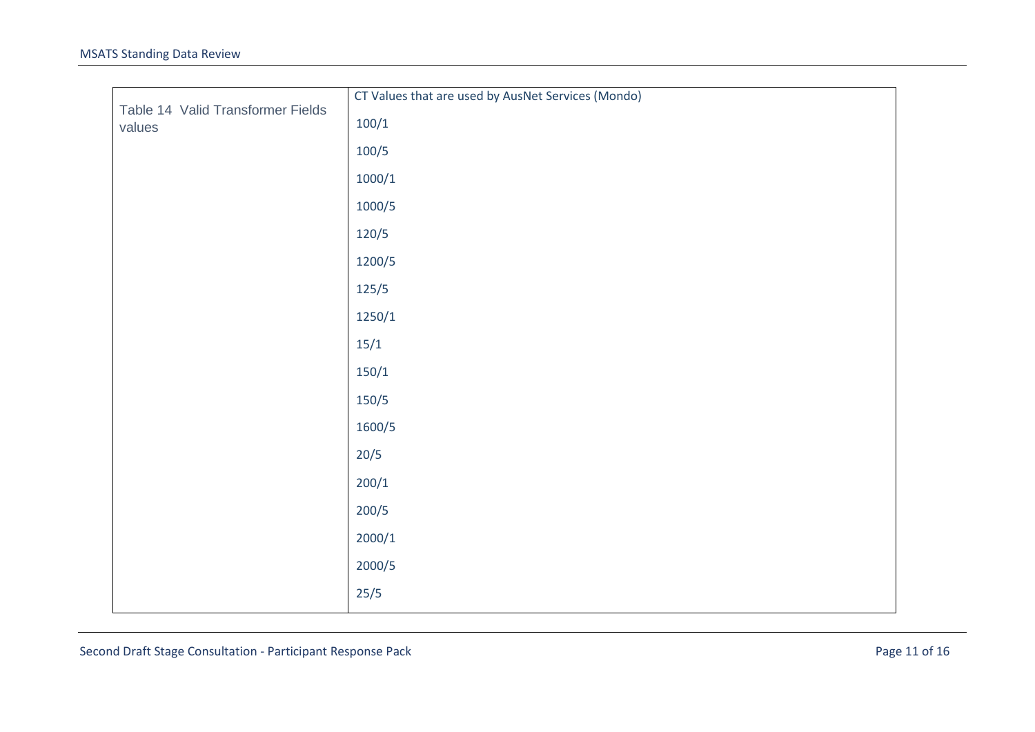| Table 14 Valid Transformer Fields values | CT Values that are used by AusNet Services (Mondo) |
| --- | --- |
| | 100/1 |
| | 100/5 |
| | 1000/1 |
| | 1000/5 |
| | 120/5 |
| | 1200/5 |
| | 125/5 |
| | 1250/1 |
| | 15/1 |
| | 150/1 |
| | 150/5 |
| | 1600/5 |
| | 20/5 |
| | 200/1 |
| | 200/5 |
| | 2000/1 |
| | 2000/5 |
| | 25/5 |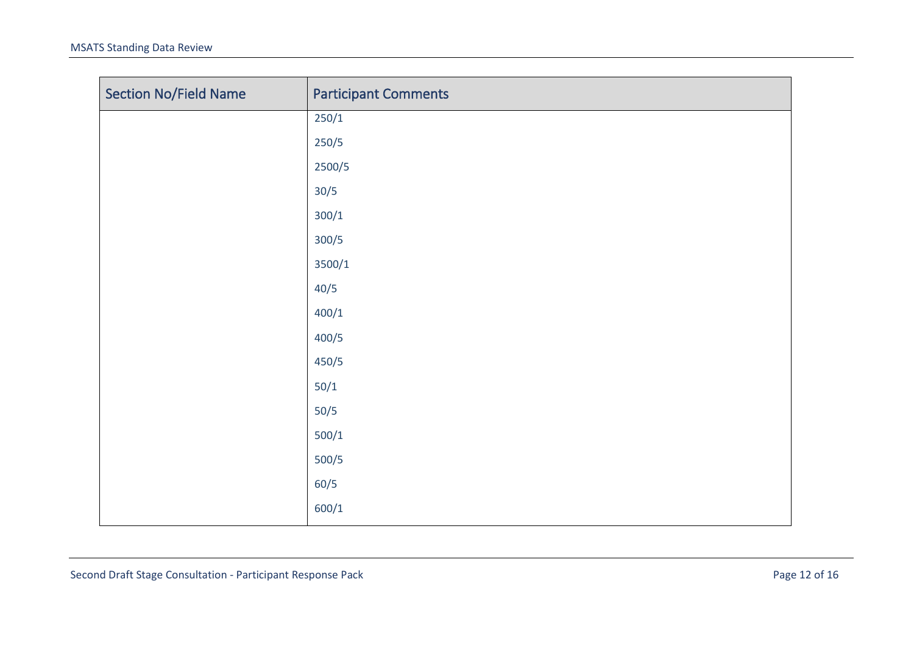| Section No/Field Name | Participant Comments |
| --- | --- |
| | 250/1<br>250/5<br>2500/5<br>30/5<br>300/1<br>300/5<br>3500/1<br>40/5<br>400/1<br>400/5<br>450/5<br>50/1<br>50/5<br>500/1<br>500/5<br>60/5<br>600/1 |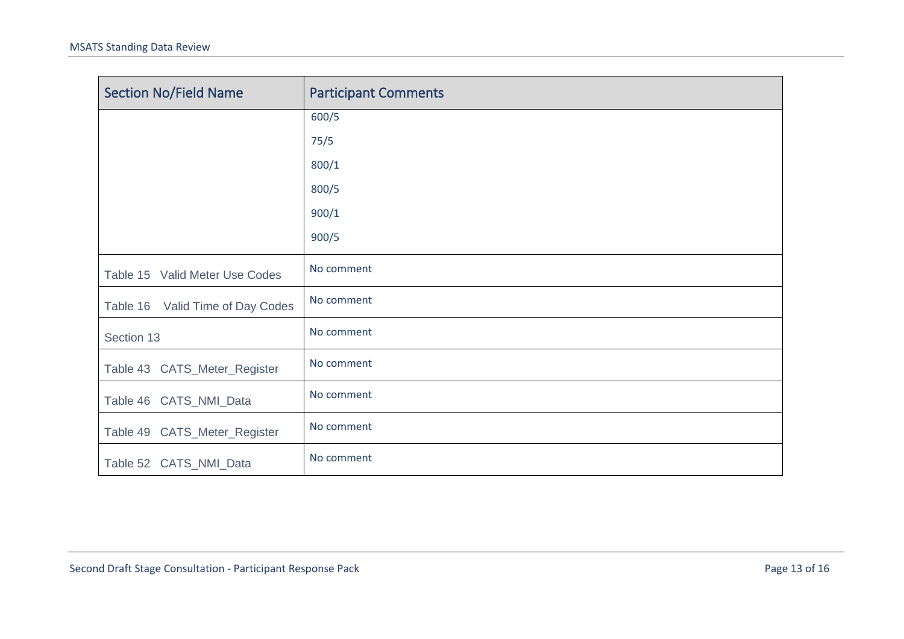| Section No/Field Name | Participant Comments |
| --- | --- |
| | 600/5<br>75/5<br>800/1<br>800/5<br>900/1<br>900/5 |
| Table 15 Valid Meter Use Codes | No comment |
| Table 16 Valid Time of Day Codes | No comment |
| Section 13 | No comment |
| Table 43 CATS_Meter_Register | No comment |
| Table 46 CATS_NMI_Data | No comment |
| Table 49 CATS_Meter_Register | No comment |
| Table 52 CATS_NMI_Data | No comment |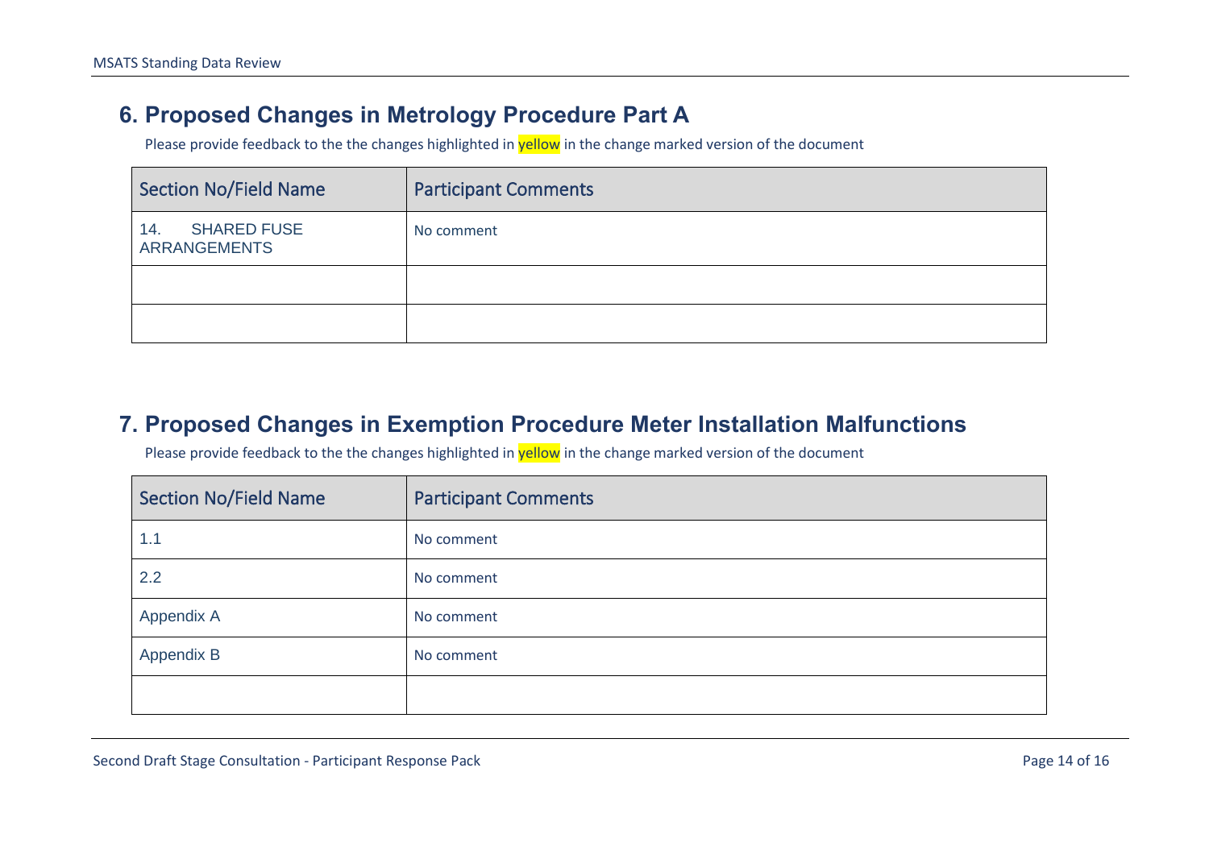## 6. Proposed Changes in Metrology Procedure Part A

Please provide feedback to the the changes highlighted in yellow in the change marked version of the document

| Section No/Field Name | Participant Comments |
|---|---|
| 14. SHARED FUSE ARRANGEMENTS | No comment |
| | |
| | |

## 7. Proposed Changes in Exemption Procedure Meter Installation Malfunctions

Please provide feedback to the the changes highlighted in yellow in the change marked version of the document

| Section No/Field Name | Participant Comments |
|---|---|
| 1.1 | No comment |
| 2.2 | No comment |
| Appendix A | No comment |
| Appendix B | No comment |
| | |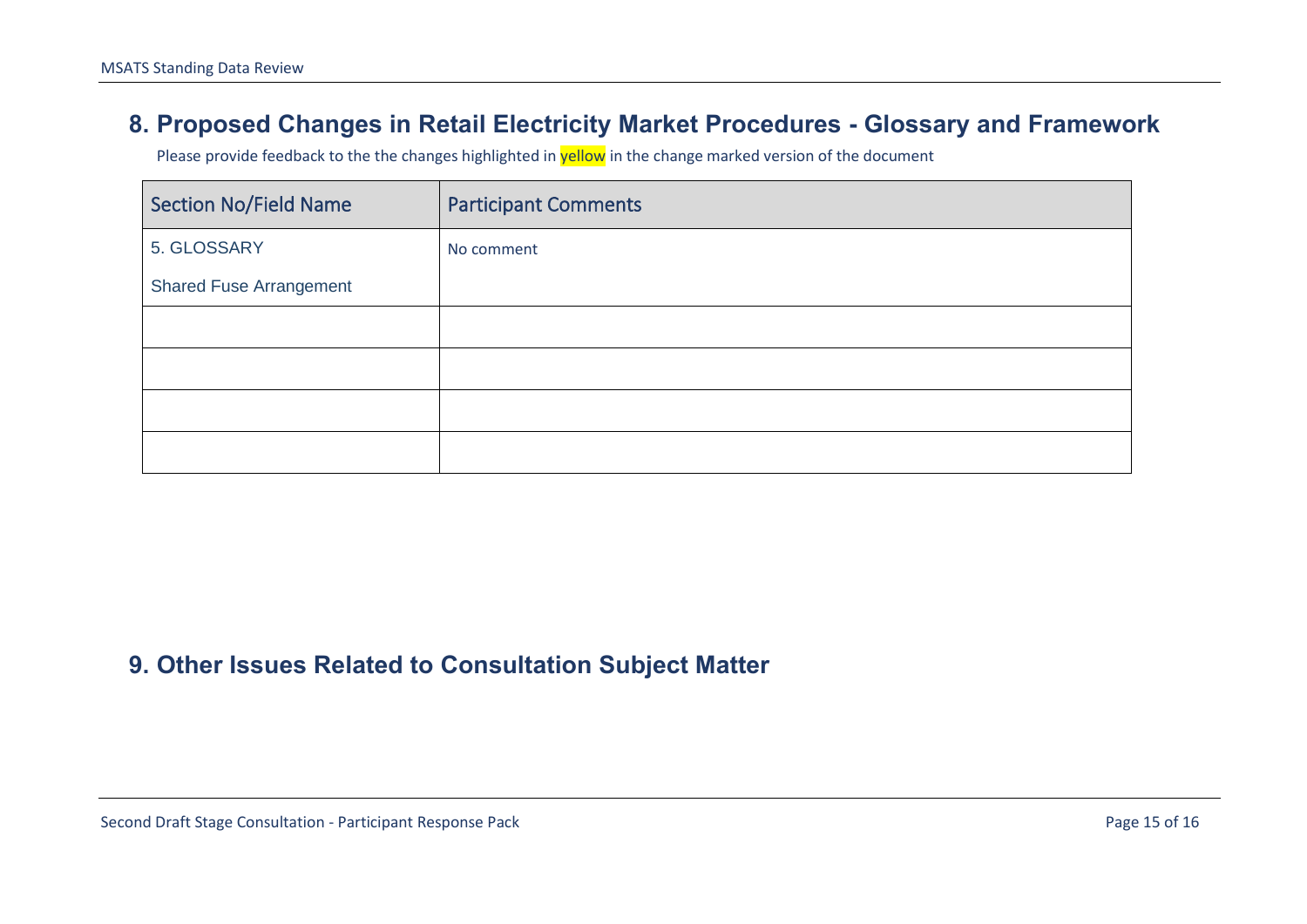## 8. Proposed Changes in Retail Electricity Market Procedures - Glossary and Framework

Please provide feedback to the the changes highlighted in yellow in the change marked version of the document

| Section No/Field Name | Participant Comments |
| --- | --- |
| 5. GLOSSARY<br><br>Shared Fuse Arrangement | No comment |
| | |
| | |
| | |
| | |

## 9. Other Issues Related to Consultation Subject Matter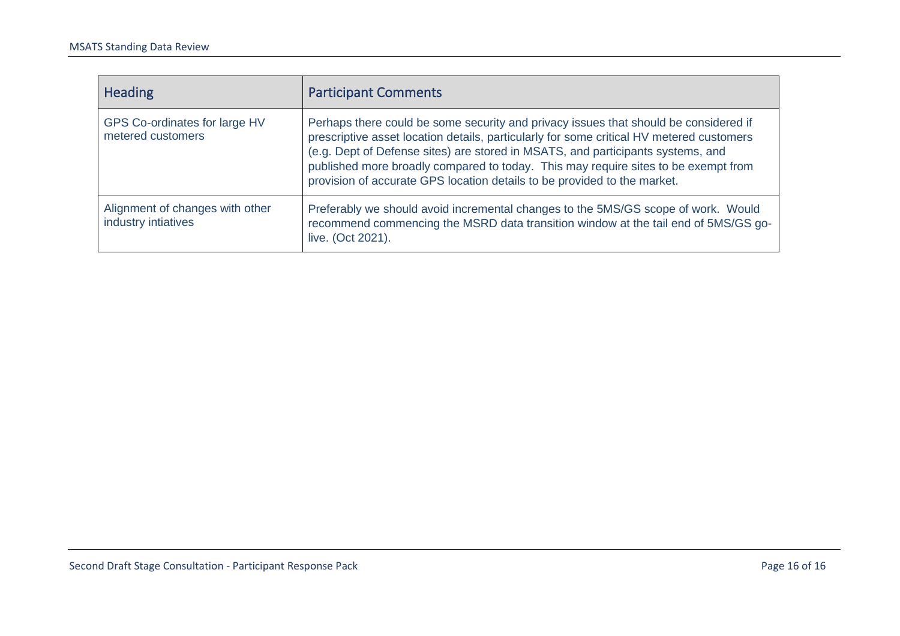| Heading | Participant Comments |
| --- | --- |
| GPS Co-ordinates for large HV metered customers | Perhaps there could be some security and privacy issues that should be considered if prescriptive asset location details, particularly for some critical HV metered customers (e.g. Dept of Defense sites) are stored in MSATS, and participants systems, and published more broadly compared to today. This may require sites to be exempt from provision of accurate GPS location details to be provided to the market. |
| Alignment of changes with other industry intiatives | Preferably we should avoid incremental changes to the 5MS/GS scope of work. Would recommend commencing the MSRD data transition window at the tail end of 5MS/GS go-live. (Oct 2021). |